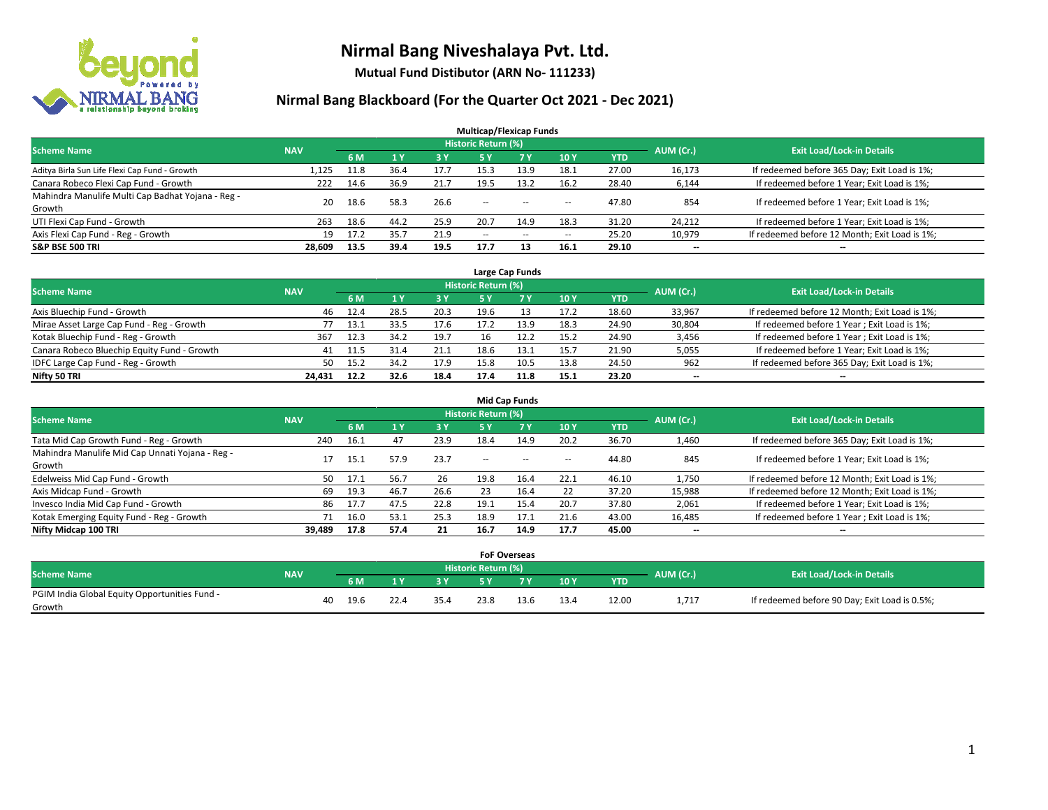# Nirmal Bang Niveshalaya Pvt. Ltd.

**Mutual Fund Distibutor (ARN No- 111233)**

## Nirmal Bang Blackboard (For the Quarter Oct 2021 - Dec 2021)

### Multicap/Flexicap Funds

| Scheme Name | NAV | Historic Return (%) | | | | | | | AUM (Cr.) | Exit Load/Lock-in Details |
|---|---|---|---|---|---|---|---|---|---|---|
| | | 6 M | 1 Y | 3 Y | 5 Y | 7 Y | 10 Y | YTD | | |
| Aditya Birla Sun Life Flexi Cap Fund - Growth | 1,125 | 11.8 | 36.4 | 17.7 | 15.3 | 13.9 | 18.1 | 27.00 | 16,173 | If redeemed before 365 Day; Exit Load is 1%; |
| Canara Robeco Flexi Cap Fund - Growth | 222 | 14.6 | 36.9 | 21.7 | 19.5 | 13.2 | 16.2 | 28.40 | 6,144 | If redeemed before 1 Year; Exit Load is 1%; |
| Mahindra Manulife Multi Cap Badhat Yojana - Reg - Growth | 20 | 18.6 | 58.3 | 26.6 | -- | -- | -- | 47.80 | 854 | If redeemed before 1 Year; Exit Load is 1%; |
| UTI Flexi Cap Fund - Growth | 263 | 18.6 | 44.2 | 25.9 | 20.7 | 14.9 | 18.3 | 31.20 | 24,212 | If redeemed before 1 Year; Exit Load is 1%; |
| Axis Flexi Cap Fund - Reg - Growth | 19 | 17.2 | 35.7 | 21.9 | -- | -- | -- | 25.20 | 10,979 | If redeemed before 12 Month; Exit Load is 1%; |
| **S&P BSE 500 TRI** | **28,609** | **13.5** | **39.4** | **19.5** | **17.7** | **13** | **16.1** | **29.10** | **--** | **--** |

### Large Cap Funds

| Scheme Name | NAV | Historic Return (%) | | | | | | | AUM (Cr.) | Exit Load/Lock-in Details |
|---|---|---|---|---|---|---|---|---|---|---|
| | | 6 M | 1 Y | 3 Y | 5 Y | 7 Y | 10 Y | YTD | | |
| Axis Bluechip Fund - Growth | 46 | 12.4 | 28.5 | 20.3 | 19.6 | 13 | 17.2 | 18.60 | 33,967 | If redeemed before 12 Month; Exit Load is 1%; |
| Mirae Asset Large Cap Fund - Reg - Growth | 77 | 13.1 | 33.5 | 17.6 | 17.2 | 13.9 | 18.3 | 24.90 | 30,804 | If redeemed before 1 Year ; Exit Load is 1%; |
| Kotak Bluechip Fund - Reg - Growth | 367 | 12.3 | 34.2 | 19.7 | 16 | 12.2 | 15.2 | 24.90 | 3,456 | If redeemed before 1 Year ; Exit Load is 1%; |
| Canara Robeco Bluechip Equity Fund - Growth | 41 | 11.5 | 31.4 | 21.1 | 18.6 | 13.1 | 15.7 | 21.90 | 5,055 | If redeemed before 1 Year; Exit Load is 1%; |
| IDFC Large Cap Fund - Reg - Growth | 50 | 15.2 | 34.2 | 17.9 | 15.8 | 10.5 | 13.8 | 24.50 | 962 | If redeemed before 365 Day; Exit Load is 1%; |
| **Nifty 50 TRI** | **24,431** | **12.2** | **32.6** | **18.4** | **17.4** | **11.8** | **15.1** | **23.20** | **--** | **--** |

### Mid Cap Funds

| Scheme Name | NAV | Historic Return (%) | | | | | | | AUM (Cr.) | Exit Load/Lock-in Details |
|---|---|---|---|---|---|---|---|---|---|---|
| | | 6 M | 1 Y | 3 Y | 5 Y | 7 Y | 10 Y | YTD | | |
| Tata Mid Cap Growth Fund - Reg - Growth | 240 | 16.1 | 47 | 23.9 | 18.4 | 14.9 | 20.2 | 36.70 | 1,460 | If redeemed before 365 Day; Exit Load is 1%; |
| Mahindra Manulife Mid Cap Unnati Yojana - Reg - Growth | 17 | 15.1 | 57.9 | 23.7 | -- | -- | -- | 44.80 | 845 | If redeemed before 1 Year; Exit Load is 1%; |
| Edelweiss Mid Cap Fund - Growth | 50 | 17.1 | 56.7 | 26 | 19.8 | 16.4 | 22.1 | 46.10 | 1,750 | If redeemed before 12 Month; Exit Load is 1%; |
| Axis Midcap Fund - Growth | 69 | 19.3 | 46.7 | 26.6 | 23 | 16.4 | 22 | 37.20 | 15,988 | If redeemed before 12 Month; Exit Load is 1%; |
| Invesco India Mid Cap Fund - Growth | 86 | 17.7 | 47.5 | 22.8 | 19.1 | 15.4 | 20.7 | 37.80 | 2,061 | If redeemed before 1 Year; Exit Load is 1%; |
| Kotak Emerging Equity Fund - Reg - Growth | 71 | 16.0 | 53.1 | 25.3 | 18.9 | 17.1 | 21.6 | 43.00 | 16,485 | If redeemed before 1 Year ; Exit Load is 1%; |
| **Nifty Midcap 100 TRI** | **39,489** | **17.8** | **57.4** | **21** | **16.7** | **14.9** | **17.7** | **45.00** | **--** | **--** |

### FoF Overseas

| Scheme Name | NAV | Historic Return (%) | | | | | | | AUM (Cr.) | Exit Load/Lock-in Details |
|---|---|---|---|---|---|---|---|---|---|---|
| | | 6 M | 1 Y | 3 Y | 5 Y | 7 Y | 10 Y | YTD | | |
| PGIM India Global Equity Opportunities Fund - Growth | 40 | 19.6 | 22.4 | 35.4 | 23.8 | 13.6 | 13.4 | 12.00 | 1,717 | If redeemed before 90 Day; Exit Load is 0.5%; |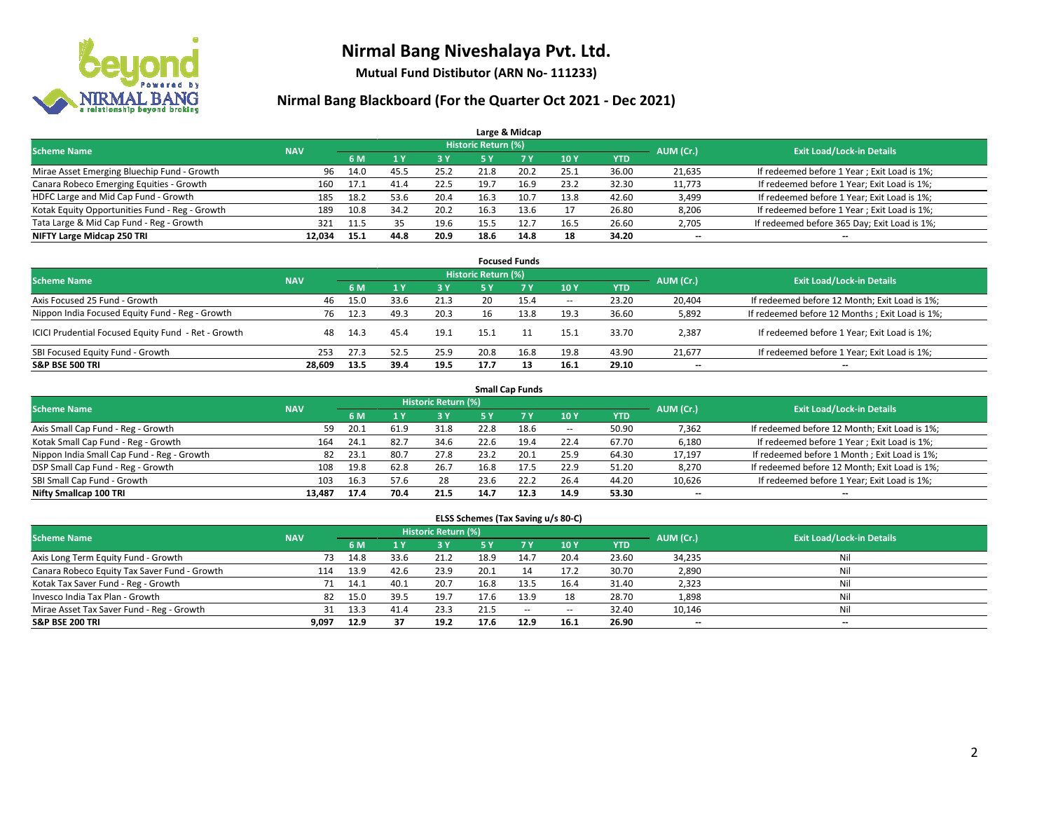# Nirmal Bang Niveshalaya Pvt. Ltd.

**Mutual Fund Distibutor (ARN No- 111233)**

## Nirmal Bang Blackboard (For the Quarter Oct 2021 - Dec 2021)

### Large & Midcap

| Scheme Name | NAV | Historic Return (%) | | | | | | | AUM (Cr.) | Exit Load/Lock-in Details |
|---|---|---|---|---|---|---|---|---|---|---|
| | | 6 M | 1 Y | 3 Y | 5 Y | 7 Y | 10 Y | YTD | | |
| Mirae Asset Emerging Bluechip Fund - Growth | 96 | 14.0 | 45.5 | 25.2 | 21.8 | 20.2 | 25.1 | 36.00 | 21,635 | If redeemed before 1 Year ; Exit Load is 1%; |
| Canara Robeco Emerging Equities - Growth | 160 | 17.1 | 41.4 | 22.5 | 19.7 | 16.9 | 23.2 | 32.30 | 11,773 | If redeemed before 1 Year; Exit Load is 1%; |
| HDFC Large and Mid Cap Fund - Growth | 185 | 18.2 | 53.6 | 20.4 | 16.3 | 10.7 | 13.8 | 42.60 | 3,499 | If redeemed before 1 Year; Exit Load is 1%; |
| Kotak Equity Opportunities Fund - Reg - Growth | 189 | 10.8 | 34.2 | 20.2 | 16.3 | 13.6 | 17 | 26.80 | 8,206 | If redeemed before 1 Year ; Exit Load is 1%; |
| Tata Large & Mid Cap Fund - Reg - Growth | 321 | 11.5 | 35 | 19.6 | 15.5 | 12.7 | 16.5 | 26.60 | 2,705 | If redeemed before 365 Day; Exit Load is 1%; |
| **NIFTY Large Midcap 250 TRI** | **12,034** | **15.1** | **44.8** | **20.9** | **18.6** | **14.8** | **18** | **34.20** | **--** | **--** |

### Focused Funds

| Scheme Name | NAV | Historic Return (%) | | | | | | | AUM (Cr.) | Exit Load/Lock-in Details |
|---|---|---|---|---|---|---|---|---|---|---|
| | | 6 M | 1 Y | 3 Y | 5 Y | 7 Y | 10 Y | YTD | | |
| Axis Focused 25 Fund - Growth | 46 | 15.0 | 33.6 | 21.3 | 20 | 15.4 | -- | 23.20 | 20,404 | If redeemed before 12 Month; Exit Load is 1%; |
| Nippon India Focused Equity Fund - Reg - Growth | 76 | 12.3 | 49.3 | 20.3 | 16 | 13.8 | 19.3 | 36.60 | 5,892 | If redeemed before 12 Months ; Exit Load is 1%; |
| ICICI Prudential Focused Equity Fund - Ret - Growth | 48 | 14.3 | 45.4 | 19.1 | 15.1 | 11 | 15.1 | 33.70 | 2,387 | If redeemed before 1 Year; Exit Load is 1%; |
| SBI Focused Equity Fund - Growth | 253 | 27.3 | 52.5 | 25.9 | 20.8 | 16.8 | 19.8 | 43.90 | 21,677 | If redeemed before 1 Year; Exit Load is 1%; |
| **S&P BSE 500 TRI** | **28,609** | **13.5** | **39.4** | **19.5** | **17.7** | **13** | **16.1** | **29.10** | **--** | **--** |

### Small Cap Funds

| Scheme Name | NAV | Historic Return (%) | | | | | | | AUM (Cr.) | Exit Load/Lock-in Details |
|---|---|---|---|---|---|---|---|---|---|---|
| | | 6 M | 1 Y | 3 Y | 5 Y | 7 Y | 10 Y | YTD | | |
| Axis Small Cap Fund - Reg - Growth | 59 | 20.1 | 61.9 | 31.8 | 22.8 | 18.6 | -- | 50.90 | 7,362 | If redeemed before 12 Month; Exit Load is 1%; |
| Kotak Small Cap Fund - Reg - Growth | 164 | 24.1 | 82.7 | 34.6 | 22.6 | 19.4 | 22.4 | 67.70 | 6,180 | If redeemed before 1 Year ; Exit Load is 1%; |
| Nippon India Small Cap Fund - Reg - Growth | 82 | 23.1 | 80.7 | 27.8 | 23.2 | 20.1 | 25.9 | 64.30 | 17,197 | If redeemed before 1 Month ; Exit Load is 1%; |
| DSP Small Cap Fund - Reg - Growth | 108 | 19.8 | 62.8 | 26.7 | 16.8 | 17.5 | 22.9 | 51.20 | 8,270 | If redeemed before 12 Month; Exit Load is 1%; |
| SBI Small Cap Fund - Growth | 103 | 16.3 | 57.6 | 28 | 23.6 | 22.2 | 26.4 | 44.20 | 10,626 | If redeemed before 1 Year; Exit Load is 1%; |
| **Nifty Smallcap 100 TRI** | **13,487** | **17.4** | **70.4** | **21.5** | **14.7** | **12.3** | **14.9** | **53.30** | **--** | **--** |

### ELSS Schemes (Tax Saving u/s 80-C)

| Scheme Name | NAV | Historic Return (%) | | | | | | | AUM (Cr.) | Exit Load/Lock-in Details |
|---|---|---|---|---|---|---|---|---|---|---|
| | | 6 M | 1 Y | 3 Y | 5 Y | 7 Y | 10 Y | YTD | | |
| Axis Long Term Equity Fund - Growth | 73 | 14.8 | 33.6 | 21.2 | 18.9 | 14.7 | 20.4 | 23.60 | 34,235 | Nil |
| Canara Robeco Equity Tax Saver Fund - Growth | 114 | 13.9 | 42.6 | 23.9 | 20.1 | 14 | 17.2 | 30.70 | 2,890 | Nil |
| Kotak Tax Saver Fund - Reg - Growth | 71 | 14.1 | 40.1 | 20.7 | 16.8 | 13.5 | 16.4 | 31.40 | 2,323 | Nil |
| Invesco India Tax Plan - Growth | 82 | 15.0 | 39.5 | 19.7 | 17.6 | 13.9 | 18 | 28.70 | 1,898 | Nil |
| Mirae Asset Tax Saver Fund - Reg - Growth | 31 | 13.3 | 41.4 | 23.3 | 21.5 | -- | -- | 32.40 | 10,146 | Nil |
| **S&P BSE 200 TRI** | **9,097** | **12.9** | **37** | **19.2** | **17.6** | **12.9** | **16.1** | **26.90** | **--** | **--** |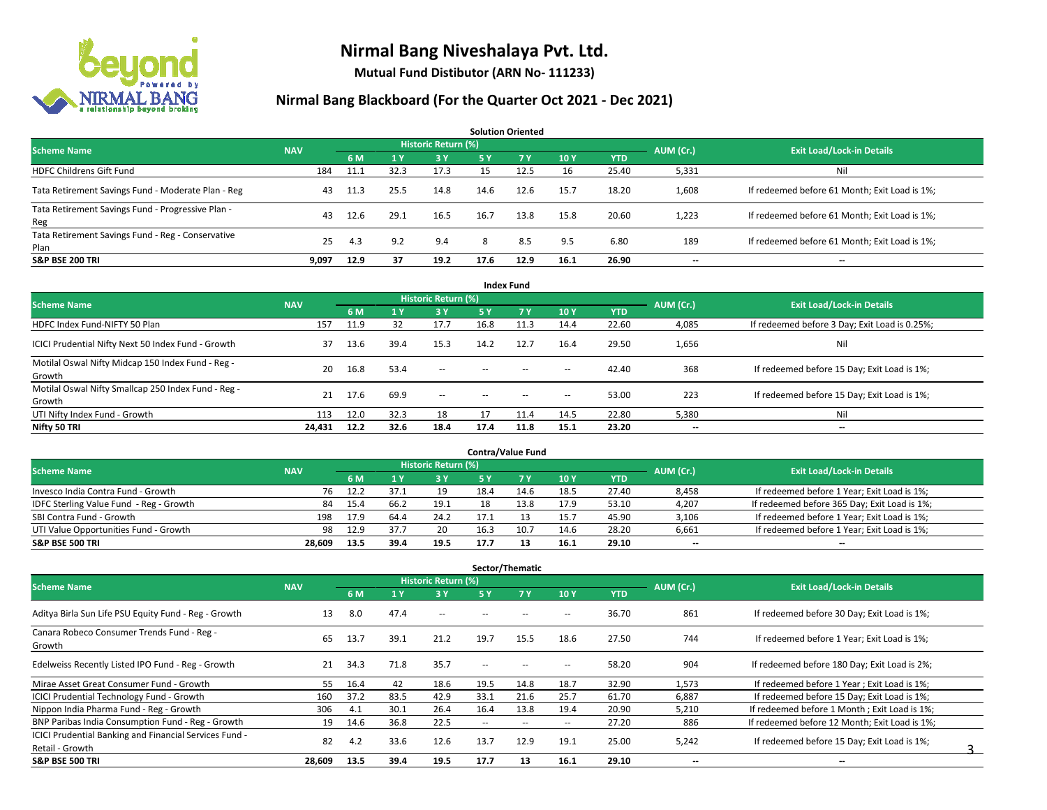# Nirmal Bang Niveshalaya Pvt. Ltd.

**Mutual Fund Distibutor (ARN No- 111233)**

## Nirmal Bang Blackboard (For the Quarter Oct 2021 - Dec 2021)

### Solution Oriented

| Scheme Name | NAV | Historic Return (%) | | | | | | | AUM (Cr.) | Exit Load/Lock-in Details |
|---|---|---|---|---|---|---|---|---|---|---|
| | | 6 M | 1 Y | 3 Y | 5 Y | 7 Y | 10 Y | YTD | | |
| HDFC Childrens Gift Fund | 184 | 11.1 | 32.3 | 17.3 | 15 | 12.5 | 16 | 25.40 | 5,331 | Nil |
| Tata Retirement Savings Fund - Moderate Plan - Reg | 43 | 11.3 | 25.5 | 14.8 | 14.6 | 12.6 | 15.7 | 18.20 | 1,608 | If redeemed before 61 Month; Exit Load is 1%; |
| Tata Retirement Savings Fund - Progressive Plan - Reg | 43 | 12.6 | 29.1 | 16.5 | 16.7 | 13.8 | 15.8 | 20.60 | 1,223 | If redeemed before 61 Month; Exit Load is 1%; |
| Tata Retirement Savings Fund - Reg - Conservative Plan | 25 | 4.3 | 9.2 | 9.4 | 8 | 8.5 | 9.5 | 6.80 | 189 | If redeemed before 61 Month; Exit Load is 1%; |
| **S&P BSE 200 TRI** | **9,097** | **12.9** | **37** | **19.2** | **17.6** | **12.9** | **16.1** | **26.90** | **--** | **--** |

### Index Fund

| Scheme Name | NAV | Historic Return (%) | | | | | | | AUM (Cr.) | Exit Load/Lock-in Details |
|---|---|---|---|---|---|---|---|---|---|---|
| | | 6 M | 1 Y | 3 Y | 5 Y | 7 Y | 10 Y | YTD | | |
| HDFC Index Fund-NIFTY 50 Plan | 157 | 11.9 | 32 | 17.7 | 16.8 | 11.3 | 14.4 | 22.60 | 4,085 | If redeemed before 3 Day; Exit Load is 0.25%; |
| ICICI Prudential Nifty Next 50 Index Fund - Growth | 37 | 13.6 | 39.4 | 15.3 | 14.2 | 12.7 | 16.4 | 29.50 | 1,656 | Nil |
| Motilal Oswal Nifty Midcap 150 Index Fund - Reg - Growth | 20 | 16.8 | 53.4 | -- | -- | -- | -- | 42.40 | 368 | If redeemed before 15 Day; Exit Load is 1%; |
| Motilal Oswal Nifty Smallcap 250 Index Fund - Reg - Growth | 21 | 17.6 | 69.9 | -- | -- | -- | -- | 53.00 | 223 | If redeemed before 15 Day; Exit Load is 1%; |
| UTI Nifty Index Fund - Growth | 113 | 12.0 | 32.3 | 18 | 17 | 11.4 | 14.5 | 22.80 | 5,380 | Nil |
| **Nifty 50 TRI** | **24,431** | **12.2** | **32.6** | **18.4** | **17.4** | **11.8** | **15.1** | **23.20** | **--** | **--** |

### Contra/Value Fund

| Scheme Name | NAV | Historic Return (%) | | | | | | | AUM (Cr.) | Exit Load/Lock-in Details |
|---|---|---|---|---|---|---|---|---|---|---|
| | | 6 M | 1 Y | 3 Y | 5 Y | 7 Y | 10 Y | YTD | | |
| Invesco India Contra Fund - Growth | 76 | 12.2 | 37.1 | 19 | 18.4 | 14.6 | 18.5 | 27.40 | 8,458 | If redeemed before 1 Year; Exit Load is 1%; |
| IDFC Sterling Value Fund - Reg - Growth | 84 | 15.4 | 66.2 | 19.1 | 18 | 13.8 | 17.9 | 53.10 | 4,207 | If redeemed before 365 Day; Exit Load is 1%; |
| SBI Contra Fund - Growth | 198 | 17.9 | 64.4 | 24.2 | 17.1 | 13 | 15.7 | 45.90 | 3,106 | If redeemed before 1 Year; Exit Load is 1%; |
| UTI Value Opportunities Fund - Growth | 98 | 12.9 | 37.7 | 20 | 16.3 | 10.7 | 14.6 | 28.20 | 6,661 | If redeemed before 1 Year; Exit Load is 1%; |
| **S&P BSE 500 TRI** | **28,609** | **13.5** | **39.4** | **19.5** | **17.7** | **13** | **16.1** | **29.10** | **--** | **--** |

### Sector/Thematic

| Scheme Name | NAV | Historic Return (%) | | | | | | | AUM (Cr.) | Exit Load/Lock-in Details |
|---|---|---|---|---|---|---|---|---|---|---|
| | | 6 M | 1 Y | 3 Y | 5 Y | 7 Y | 10 Y | YTD | | |
| Aditya Birla Sun Life PSU Equity Fund - Reg - Growth | 13 | 8.0 | 47.4 | -- | -- | -- | -- | 36.70 | 861 | If redeemed before 30 Day; Exit Load is 1%; |
| Canara Robeco Consumer Trends Fund - Reg - Growth | 65 | 13.7 | 39.1 | 21.2 | 19.7 | 15.5 | 18.6 | 27.50 | 744 | If redeemed before 1 Year; Exit Load is 1%; |
| Edelweiss Recently Listed IPO Fund - Reg - Growth | 21 | 34.3 | 71.8 | 35.7 | -- | -- | -- | 58.20 | 904 | If redeemed before 180 Day; Exit Load is 2%; |
| Mirae Asset Great Consumer Fund - Growth | 55 | 16.4 | 42 | 18.6 | 19.5 | 14.8 | 18.7 | 32.90 | 1,573 | If redeemed before 1 Year ; Exit Load is 1%; |
| ICICI Prudential Technology Fund - Growth | 160 | 37.2 | 83.5 | 42.9 | 33.1 | 21.6 | 25.7 | 61.70 | 6,887 | If redeemed before 15 Day; Exit Load is 1%; |
| Nippon India Pharma Fund - Reg - Growth | 306 | 4.1 | 30.1 | 26.4 | 16.4 | 13.8 | 19.4 | 20.90 | 5,210 | If redeemed before 1 Month ; Exit Load is 1%; |
| BNP Paribas India Consumption Fund - Reg - Growth | 19 | 14.6 | 36.8 | 22.5 | -- | -- | -- | 27.20 | 886 | If redeemed before 12 Month; Exit Load is 1%; |
| ICICI Prudential Banking and Financial Services Fund - Retail - Growth | 82 | 4.2 | 33.6 | 12.6 | 13.7 | 12.9 | 19.1 | 25.00 | 5,242 | If redeemed before 15 Day; Exit Load is 1%; |
| **S&P BSE 500 TRI** | **28,609** | **13.5** | **39.4** | **19.5** | **17.7** | **13** | **16.1** | **29.10** | **--** | **--** |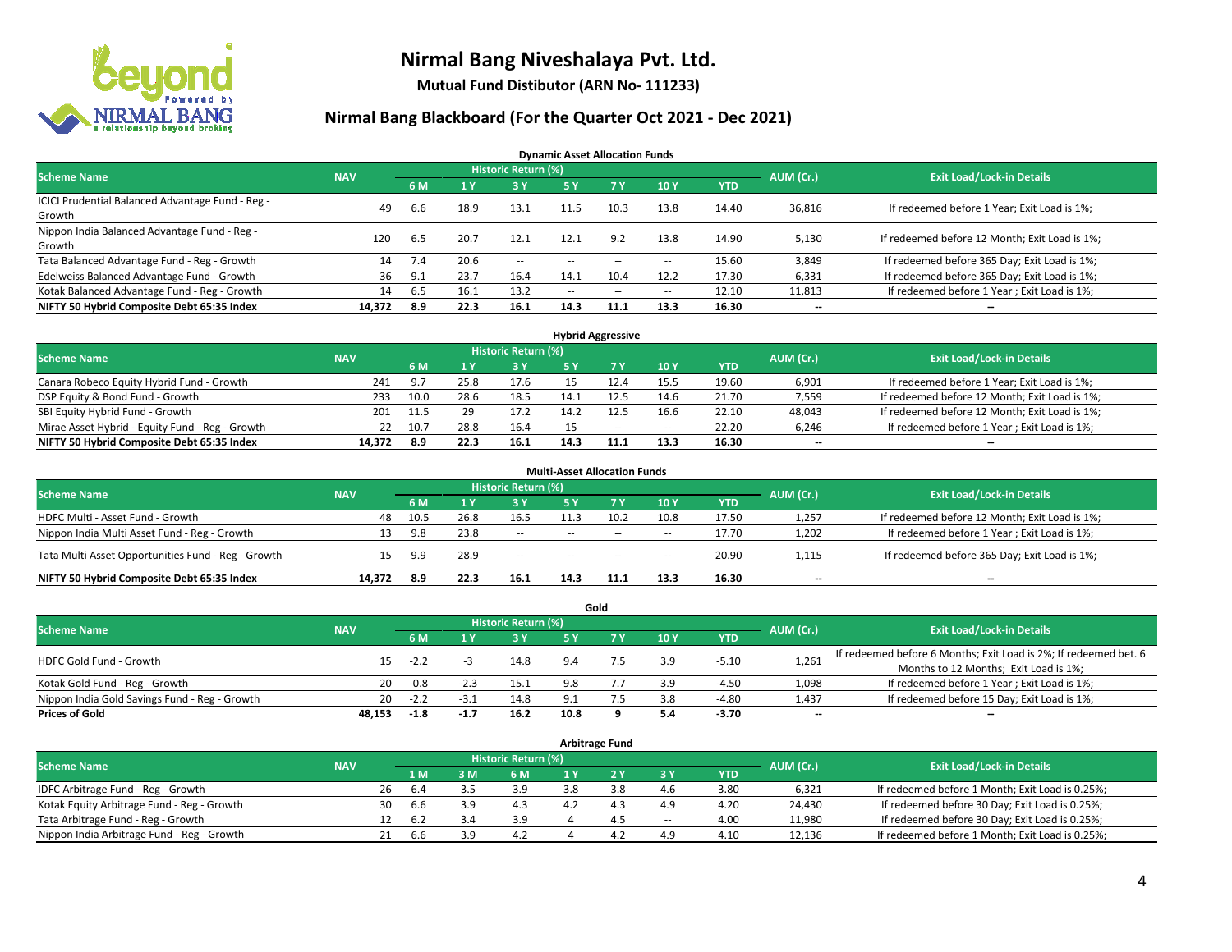# Nirmal Bang Niveshalaya Pvt. Ltd.

**Mutual Fund Distibutor (ARN No- 111233)**

## Nirmal Bang Blackboard (For the Quarter Oct 2021 - Dec 2021)

### Dynamic Asset Allocation Funds

| Scheme Name | NAV | Historic Return (%) | | | | | | | AUM (Cr.) | Exit Load/Lock-in Details |
|---|---|---|---|---|---|---|---|---|---|---|
| | | 6 M | 1 Y | 3 Y | 5 Y | 7 Y | 10 Y | YTD | | |
| ICICI Prudential Balanced Advantage Fund - Reg - Growth | 49 | 6.6 | 18.9 | 13.1 | 11.5 | 10.3 | 13.8 | 14.40 | 36,816 | If redeemed before 1 Year; Exit Load is 1%; |
| Nippon India Balanced Advantage Fund - Reg - Growth | 120 | 6.5 | 20.7 | 12.1 | 12.1 | 9.2 | 13.8 | 14.90 | 5,130 | If redeemed before 12 Month; Exit Load is 1%; |
| Tata Balanced Advantage Fund - Reg - Growth | 14 | 7.4 | 20.6 | -- | -- | -- | -- | 15.60 | 3,849 | If redeemed before 365 Day; Exit Load is 1%; |
| Edelweiss Balanced Advantage Fund - Growth | 36 | 9.1 | 23.7 | 16.4 | 14.1 | 10.4 | 12.2 | 17.30 | 6,331 | If redeemed before 365 Day; Exit Load is 1%; |
| Kotak Balanced Advantage Fund - Reg - Growth | 14 | 6.5 | 16.1 | 13.2 | -- | -- | -- | 12.10 | 11,813 | If redeemed before 1 Year ; Exit Load is 1%; |
| **NIFTY 50 Hybrid Composite Debt 65:35 Index** | **14,372** | **8.9** | **22.3** | **16.1** | **14.3** | **11.1** | **13.3** | **16.30** | **--** | **--** |

### Hybrid Aggressive

| Scheme Name | NAV | Historic Return (%) | | | | | | | AUM (Cr.) | Exit Load/Lock-in Details |
|---|---|---|---|---|---|---|---|---|---|---|
| | | 6 M | 1 Y | 3 Y | 5 Y | 7 Y | 10 Y | YTD | | |
| Canara Robeco Equity Hybrid Fund - Growth | 241 | 9.7 | 25.8 | 17.6 | 15 | 12.4 | 15.5 | 19.60 | 6,901 | If redeemed before 1 Year; Exit Load is 1%; |
| DSP Equity & Bond Fund - Growth | 233 | 10.0 | 28.6 | 18.5 | 14.1 | 12.5 | 14.6 | 21.70 | 7,559 | If redeemed before 12 Month; Exit Load is 1%; |
| SBI Equity Hybrid Fund - Growth | 201 | 11.5 | 29 | 17.2 | 14.2 | 12.5 | 16.6 | 22.10 | 48,043 | If redeemed before 12 Month; Exit Load is 1%; |
| Mirae Asset Hybrid - Equity Fund - Reg - Growth | 22 | 10.7 | 28.8 | 16.4 | 15 | -- | -- | 22.20 | 6,246 | If redeemed before 1 Year ; Exit Load is 1%; |
| **NIFTY 50 Hybrid Composite Debt 65:35 Index** | **14,372** | **8.9** | **22.3** | **16.1** | **14.3** | **11.1** | **13.3** | **16.30** | **--** | **--** |

### Multi-Asset Allocation Funds

| Scheme Name | NAV | Historic Return (%) | | | | | | | AUM (Cr.) | Exit Load/Lock-in Details |
|---|---|---|---|---|---|---|---|---|---|---|
| | | 6 M | 1 Y | 3 Y | 5 Y | 7 Y | 10 Y | YTD | | |
| HDFC Multi - Asset Fund - Growth | 48 | 10.5 | 26.8 | 16.5 | 11.3 | 10.2 | 10.8 | 17.50 | 1,257 | If redeemed before 12 Month; Exit Load is 1%; |
| Nippon India Multi Asset Fund - Reg - Growth | 13 | 9.8 | 23.8 | -- | -- | -- | -- | 17.70 | 1,202 | If redeemed before 1 Year ; Exit Load is 1%; |
| Tata Multi Asset Opportunities Fund - Reg - Growth | 15 | 9.9 | 28.9 | -- | -- | -- | -- | 20.90 | 1,115 | If redeemed before 365 Day; Exit Load is 1%; |
| **NIFTY 50 Hybrid Composite Debt 65:35 Index** | **14,372** | **8.9** | **22.3** | **16.1** | **14.3** | **11.1** | **13.3** | **16.30** | **--** | **--** |

### Gold

| Scheme Name | NAV | Historic Return (%) | | | | | | | AUM (Cr.) | Exit Load/Lock-in Details |
|---|---|---|---|---|---|---|---|---|---|---|
| | | 6 M | 1 Y | 3 Y | 5 Y | 7 Y | 10 Y | YTD | | |
| HDFC Gold Fund - Growth | 15 | -2.2 | -3 | 14.8 | 9.4 | 7.5 | 3.9 | -5.10 | 1,261 | If redeemed before 6 Months; Exit Load is 2%; If redeemed bet. 6 Months to 12 Months; Exit Load is 1%; |
| Kotak Gold Fund - Reg - Growth | 20 | -0.8 | -2.3 | 15.1 | 9.8 | 7.7 | 3.9 | -4.50 | 1,098 | If redeemed before 1 Year ; Exit Load is 1%; |
| Nippon India Gold Savings Fund - Reg - Growth | 20 | -2.2 | -3.1 | 14.8 | 9.1 | 7.5 | 3.8 | -4.80 | 1,437 | If redeemed before 15 Day; Exit Load is 1%; |
| **Prices of Gold** | **48,153** | **-1.8** | **-1.7** | **16.2** | **10.8** | **9** | **5.4** | **-3.70** | **--** | **--** |

### Arbitrage Fund

| Scheme Name | NAV | Historic Return (%) | | | | | | | AUM (Cr.) | Exit Load/Lock-in Details |
|---|---|---|---|---|---|---|---|---|---|---|
| | | 1 M | 3 M | 6 M | 1 Y | 2 Y | 3 Y | YTD | | |
| IDFC Arbitrage Fund - Reg - Growth | 26 | 6.4 | 3.5 | 3.9 | 3.8 | 3.8 | 4.6 | 3.80 | 6,321 | If redeemed before 1 Month; Exit Load is 0.25%; |
| Kotak Equity Arbitrage Fund - Reg - Growth | 30 | 6.6 | 3.9 | 4.3 | 4.2 | 4.3 | 4.9 | 4.20 | 24,430 | If redeemed before 30 Day; Exit Load is 0.25%; |
| Tata Arbitrage Fund - Reg - Growth | 12 | 6.2 | 3.4 | 3.9 | 4 | 4.5 | -- | 4.00 | 11,980 | If redeemed before 30 Day; Exit Load is 0.25%; |
| Nippon India Arbitrage Fund - Reg - Growth | 21 | 6.6 | 3.9 | 4.2 | 4 | 4.2 | 4.9 | 4.10 | 12,136 | If redeemed before 1 Month; Exit Load is 0.25%; |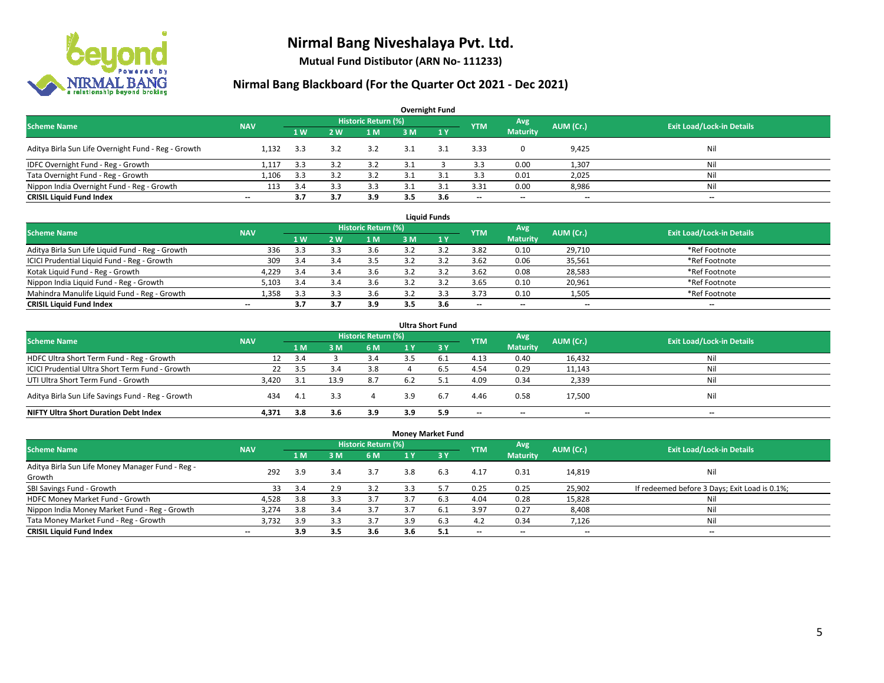# Nirmal Bang Niveshalaya Pvt. Ltd.

**Mutual Fund Distibutor (ARN No- 111233)**

## Nirmal Bang Blackboard (For the Quarter Oct 2021 - Dec 2021)

### Overnight Fund

| Scheme Name | NAV | Historic Return (%) | | | | | YTM | Avg Maturity | AUM (Cr.) | Exit Load/Lock-in Details |
|---|---|---|---|---|---|---|---|---|---|---|
| | | 1 W | 2 W | 1 M | 3 M | 1 Y | | | | |
| Aditya Birla Sun Life Overnight Fund - Reg - Growth | 1,132 | 3.3 | 3.2 | 3.2 | 3.1 | 3.1 | 3.33 | 0 | 9,425 | Nil |
| IDFC Overnight Fund - Reg - Growth | 1,117 | 3.3 | 3.2 | 3.2 | 3.1 | 3 | 3.3 | 0.00 | 1,307 | Nil |
| Tata Overnight Fund - Reg - Growth | 1,106 | 3.3 | 3.2 | 3.2 | 3.1 | 3.1 | 3.3 | 0.01 | 2,025 | Nil |
| Nippon India Overnight Fund - Reg - Growth | 113 | 3.4 | 3.3 | 3.3 | 3.1 | 3.1 | 3.31 | 0.00 | 8,986 | Nil |
| **CRISIL Liquid Fund Index** | -- | **3.7** | **3.7** | **3.9** | **3.5** | **3.6** | -- | -- | -- | -- |

### Liquid Funds

| Scheme Name | NAV | Historic Return (%) | | | | | YTM | Avg Maturity | AUM (Cr.) | Exit Load/Lock-in Details |
|---|---|---|---|---|---|---|---|---|---|---|
| | | 1 W | 2 W | 1 M | 3 M | 1 Y | | | | |
| Aditya Birla Sun Life Liquid Fund - Reg - Growth | 336 | 3.3 | 3.3 | 3.6 | 3.2 | 3.2 | 3.82 | 0.10 | 29,710 | *Ref Footnote |
| ICICI Prudential Liquid Fund - Reg - Growth | 309 | 3.4 | 3.4 | 3.5 | 3.2 | 3.2 | 3.62 | 0.06 | 35,561 | *Ref Footnote |
| Kotak Liquid Fund - Reg - Growth | 4,229 | 3.4 | 3.4 | 3.6 | 3.2 | 3.2 | 3.62 | 0.08 | 28,583 | *Ref Footnote |
| Nippon India Liquid Fund - Reg - Growth | 5,103 | 3.4 | 3.4 | 3.6 | 3.2 | 3.2 | 3.65 | 0.10 | 20,961 | *Ref Footnote |
| Mahindra Manulife Liquid Fund - Reg - Growth | 1,358 | 3.3 | 3.3 | 3.6 | 3.2 | 3.3 | 3.73 | 0.10 | 1,505 | *Ref Footnote |
| **CRISIL Liquid Fund Index** | -- | **3.7** | **3.7** | **3.9** | **3.5** | **3.6** | -- | -- | -- | -- |

### Ultra Short Fund

| Scheme Name | NAV | Historic Return (%) | | | | | YTM | Avg Maturity | AUM (Cr.) | Exit Load/Lock-in Details |
|---|---|---|---|---|---|---|---|---|---|---|
| | | 1 M | 3 M | 6 M | 1 Y | 3 Y | | | | |
| HDFC Ultra Short Term Fund - Reg - Growth | 12 | 3.4 | 3 | 3.4 | 3.5 | 6.1 | 4.13 | 0.40 | 16,432 | Nil |
| ICICI Prudential Ultra Short Term Fund - Growth | 22 | 3.5 | 3.4 | 3.8 | 4 | 6.5 | 4.54 | 0.29 | 11,143 | Nil |
| UTI Ultra Short Term Fund - Growth | 3,420 | 3.1 | 13.9 | 8.7 | 6.2 | 5.1 | 4.09 | 0.34 | 2,339 | Nil |
| Aditya Birla Sun Life Savings Fund - Reg - Growth | 434 | 4.1 | 3.3 | 4 | 3.9 | 6.7 | 4.46 | 0.58 | 17,500 | Nil |
| **NIFTY Ultra Short Duration Debt Index** | **4,371** | **3.8** | **3.6** | **3.9** | **3.9** | **5.9** | -- | -- | -- | -- |

### Money Market Fund

| Scheme Name | NAV | Historic Return (%) | | | | | YTM | Avg Maturity | AUM (Cr.) | Exit Load/Lock-in Details |
|---|---|---|---|---|---|---|---|---|---|---|
| | | 1 M | 3 M | 6 M | 1 Y | 3 Y | | | | |
| Aditya Birla Sun Life Money Manager Fund - Reg - Growth | 292 | 3.9 | 3.4 | 3.7 | 3.8 | 6.3 | 4.17 | 0.31 | 14,819 | Nil |
| SBI Savings Fund - Growth | 33 | 3.4 | 2.9 | 3.2 | 3.3 | 5.7 | 0.25 | 0.25 | 25,902 | If redeemed before 3 Days; Exit Load is 0.1%; |
| HDFC Money Market Fund - Growth | 4,528 | 3.8 | 3.3 | 3.7 | 3.7 | 6.3 | 4.04 | 0.28 | 15,828 | Nil |
| Nippon India Money Market Fund - Reg - Growth | 3,274 | 3.8 | 3.4 | 3.7 | 3.7 | 6.1 | 3.97 | 0.27 | 8,408 | Nil |
| Tata Money Market Fund - Reg - Growth | 3,732 | 3.9 | 3.3 | 3.7 | 3.9 | 6.3 | 4.2 | 0.34 | 7,126 | Nil |
| **CRISIL Liquid Fund Index** | -- | **3.9** | **3.5** | **3.6** | **3.6** | **5.1** | -- | -- | -- | -- |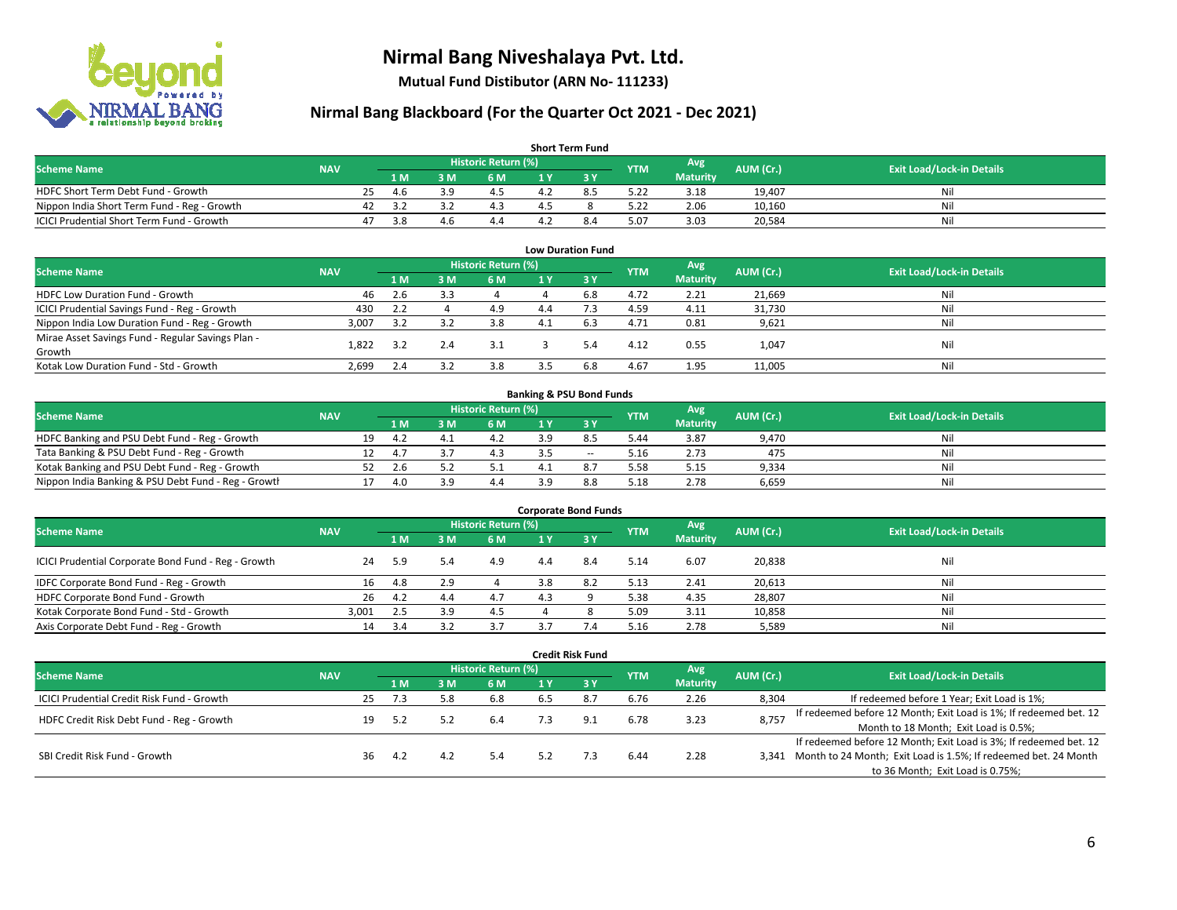# Nirmal Bang Niveshalaya Pvt. Ltd.

**Mutual Fund Distibutor (ARN No- 111233)**

## Nirmal Bang Blackboard (For the Quarter Oct 2021 - Dec 2021)

### Short Term Fund

| Scheme Name | NAV | Historic Return (%) | | | | | YTM | Avg Maturity | AUM (Cr.) | Exit Load/Lock-in Details |
|---|---|---|---|---|---|---|---|---|---|---|
| | | 1 M | 3 M | 6 M | 1 Y | 3 Y | | | | |
| HDFC Short Term Debt Fund - Growth | 25 | 4.6 | 3.9 | 4.5 | 4.2 | 8.5 | 5.22 | 3.18 | 19,407 | Nil |
| Nippon India Short Term Fund - Reg - Growth | 42 | 3.2 | 3.2 | 4.3 | 4.5 | 8 | 5.22 | 2.06 | 10,160 | Nil |
| ICICI Prudential Short Term Fund - Growth | 47 | 3.8 | 4.6 | 4.4 | 4.2 | 8.4 | 5.07 | 3.03 | 20,584 | Nil |

### Low Duration Fund

| Scheme Name | NAV | Historic Return (%) | | | | | YTM | Avg Maturity | AUM (Cr.) | Exit Load/Lock-in Details |
|---|---|---|---|---|---|---|---|---|---|---|
| | | 1 M | 3 M | 6 M | 1 Y | 3 Y | | | | |
| HDFC Low Duration Fund - Growth | 46 | 2.6 | 3.3 | 4 | 4 | 6.8 | 4.72 | 2.21 | 21,669 | Nil |
| ICICI Prudential Savings Fund - Reg - Growth | 430 | 2.2 | 4 | 4.9 | 4.4 | 7.3 | 4.59 | 4.11 | 31,730 | Nil |
| Nippon India Low Duration Fund - Reg - Growth | 3,007 | 3.2 | 3.2 | 3.8 | 4.1 | 6.3 | 4.71 | 0.81 | 9,621 | Nil |
| Mirae Asset Savings Fund - Regular Savings Plan - Growth | 1,822 | 3.2 | 2.4 | 3.1 | 3 | 5.4 | 4.12 | 0.55 | 1,047 | Nil |
| Kotak Low Duration Fund - Std - Growth | 2,699 | 2.4 | 3.2 | 3.8 | 3.5 | 6.8 | 4.67 | 1.95 | 11,005 | Nil |

### Banking & PSU Bond Funds

| Scheme Name | NAV | Historic Return (%) | | | | | YTM | Avg Maturity | AUM (Cr.) | Exit Load/Lock-in Details |
|---|---|---|---|---|---|---|---|---|---|---|
| | | 1 M | 3 M | 6 M | 1 Y | 3 Y | | | | |
| HDFC Banking and PSU Debt Fund - Reg - Growth | 19 | 4.2 | 4.1 | 4.2 | 3.9 | 8.5 | 5.44 | 3.87 | 9,470 | Nil |
| Tata Banking & PSU Debt Fund - Reg - Growth | 12 | 4.7 | 3.7 | 4.3 | 3.5 | -- | 5.16 | 2.73 | 475 | Nil |
| Kotak Banking and PSU Debt Fund - Reg - Growth | 52 | 2.6 | 5.2 | 5.1 | 4.1 | 8.7 | 5.58 | 5.15 | 9,334 | Nil |
| Nippon India Banking & PSU Debt Fund - Reg - Growth | 17 | 4.0 | 3.9 | 4.4 | 3.9 | 8.8 | 5.18 | 2.78 | 6,659 | Nil |

### Corporate Bond Funds

| Scheme Name | NAV | Historic Return (%) | | | | | YTM | Avg Maturity | AUM (Cr.) | Exit Load/Lock-in Details |
|---|---|---|---|---|---|---|---|---|---|---|
| | | 1 M | 3 M | 6 M | 1 Y | 3 Y | | | | |
| ICICI Prudential Corporate Bond Fund - Reg - Growth | 24 | 5.9 | 5.4 | 4.9 | 4.4 | 8.4 | 5.14 | 6.07 | 20,838 | Nil |
| IDFC Corporate Bond Fund - Reg - Growth | 16 | 4.8 | 2.9 | 4 | 3.8 | 8.2 | 5.13 | 2.41 | 20,613 | Nil |
| HDFC Corporate Bond Fund - Growth | 26 | 4.2 | 4.4 | 4.7 | 4.3 | 9 | 5.38 | 4.35 | 28,807 | Nil |
| Kotak Corporate Bond Fund - Std - Growth | 3,001 | 2.5 | 3.9 | 4.5 | 4 | 8 | 5.09 | 3.11 | 10,858 | Nil |
| Axis Corporate Debt Fund - Reg - Growth | 14 | 3.4 | 3.2 | 3.7 | 3.7 | 7.4 | 5.16 | 2.78 | 5,589 | Nil |

### Credit Risk Fund

| Scheme Name | NAV | Historic Return (%) | | | | | YTM | Avg Maturity | AUM (Cr.) | Exit Load/Lock-in Details |
|---|---|---|---|---|---|---|---|---|---|---|
| | | 1 M | 3 M | 6 M | 1 Y | 3 Y | | | | |
| ICICI Prudential Credit Risk Fund - Growth | 25 | 7.3 | 5.8 | 6.8 | 6.5 | 8.7 | 6.76 | 2.26 | 8,304 | If redeemed before 1 Year; Exit Load is 1%; |
| HDFC Credit Risk Debt Fund - Reg - Growth | 19 | 5.2 | 5.2 | 6.4 | 7.3 | 9.1 | 6.78 | 3.23 | 8,757 | If redeemed before 12 Month; Exit Load is 1%; If redeemed bet. 12 Month to 18 Month; Exit Load is 0.5%; |
| SBI Credit Risk Fund - Growth | 36 | 4.2 | 4.2 | 5.4 | 5.2 | 7.3 | 6.44 | 2.28 | 3,341 | If redeemed before 12 Month; Exit Load is 3%; If redeemed bet. 12 Month to 24 Month; Exit Load is 1.5%; If redeemed bet. 24 Month to 36 Month; Exit Load is 0.75%; |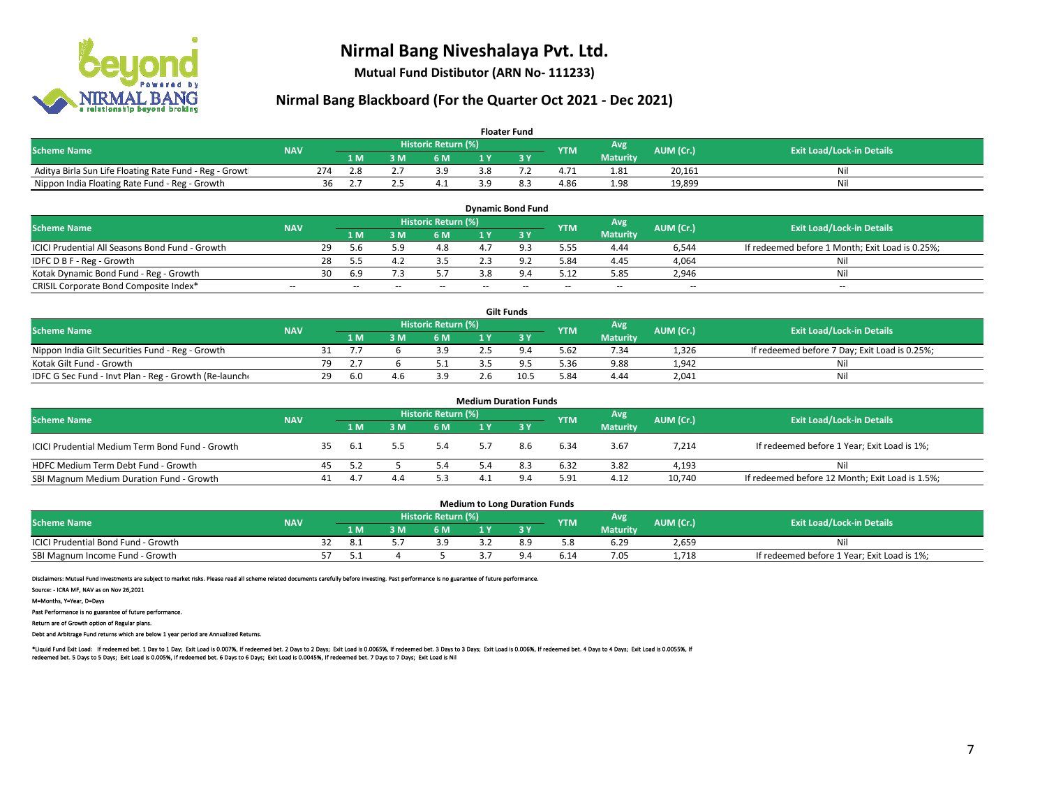# Nirmal Bang Niveshalaya Pvt. Ltd.

**Mutual Fund Distibutor (ARN No- 111233)**

## Nirmal Bang Blackboard (For the Quarter Oct 2021 - Dec 2021)

### Floater Fund

| Scheme Name | NAV | Historic Return (%) | | | | | YTM | Avg Maturity | AUM (Cr.) | Exit Load/Lock-in Details |
|---|---|---|---|---|---|---|---|---|---|---|
| | | 1 M | 3 M | 6 M | 1 Y | 3 Y | | | | |
| Aditya Birla Sun Life Floating Rate Fund - Reg - Growt | 274 | 2.8 | 2.7 | 3.9 | 3.8 | 7.2 | 4.71 | 1.81 | 20,161 | Nil |
| Nippon India Floating Rate Fund - Reg - Growth | 36 | 2.7 | 2.5 | 4.1 | 3.9 | 8.3 | 4.86 | 1.98 | 19,899 | Nil |

### Dynamic Bond Fund

| Scheme Name | NAV | Historic Return (%) | | | | | YTM | Avg Maturity | AUM (Cr.) | Exit Load/Lock-in Details |
|---|---|---|---|---|---|---|---|---|---|---|
| | | 1 M | 3 M | 6 M | 1 Y | 3 Y | | | | |
| ICICI Prudential All Seasons Bond Fund - Growth | 29 | 5.6 | 5.9 | 4.8 | 4.7 | 9.3 | 5.55 | 4.44 | 6,544 | If redeemed before 1 Month; Exit Load is 0.25%; |
| IDFC D B F - Reg - Growth | 28 | 5.5 | 4.2 | 3.5 | 2.3 | 9.2 | 5.84 | 4.45 | 4,064 | Nil |
| Kotak Dynamic Bond Fund - Reg - Growth | 30 | 6.9 | 7.3 | 5.7 | 3.8 | 9.4 | 5.12 | 5.85 | 2,946 | Nil |
| CRISIL Corporate Bond Composite Index* | -- | -- | -- | -- | -- | -- | -- | -- | -- | -- |

### Gilt Funds

| Scheme Name | NAV | Historic Return (%) | | | | | YTM | Avg Maturity | AUM (Cr.) | Exit Load/Lock-in Details |
|---|---|---|---|---|---|---|---|---|---|---|
| | | 1 M | 3 M | 6 M | 1 Y | 3 Y | | | | |
| Nippon India Gilt Securities Fund - Reg - Growth | 31 | 7.7 | 6 | 3.9 | 2.5 | 9.4 | 5.62 | 7.34 | 1,326 | If redeemed before 7 Day; Exit Load is 0.25%; |
| Kotak Gilt Fund - Growth | 79 | 2.7 | 6 | 5.1 | 3.5 | 9.5 | 5.36 | 9.88 | 1,942 | Nil |
| IDFC G Sec Fund - Invt Plan - Reg - Growth (Re-launch | 29 | 6.0 | 4.6 | 3.9 | 2.6 | 10.5 | 5.84 | 4.44 | 2,041 | Nil |

### Medium Duration Funds

| Scheme Name | NAV | Historic Return (%) | | | | | YTM | Avg Maturity | AUM (Cr.) | Exit Load/Lock-in Details |
|---|---|---|---|---|---|---|---|---|---|---|
| | | 1 M | 3 M | 6 M | 1 Y | 3 Y | | | | |
| ICICI Prudential Medium Term Bond Fund - Growth | 35 | 6.1 | 5.5 | 5.4 | 5.7 | 8.6 | 6.34 | 3.67 | 7,214 | If redeemed before 1 Year; Exit Load is 1%; |
| HDFC Medium Term Debt Fund - Growth | 45 | 5.2 | 5 | 5.4 | 5.4 | 8.3 | 6.32 | 3.82 | 4,193 | Nil |
| SBI Magnum Medium Duration Fund - Growth | 41 | 4.7 | 4.4 | 5.3 | 4.1 | 9.4 | 5.91 | 4.12 | 10,740 | If redeemed before 12 Month; Exit Load is 1.5%; |

### Medium to Long Duration Funds

| Scheme Name | NAV | Historic Return (%) | | | | | YTM | Avg Maturity | AUM (Cr.) | Exit Load/Lock-in Details |
|---|---|---|---|---|---|---|---|---|---|---|
| | | 1 M | 3 M | 6 M | 1 Y | 3 Y | | | | |
| ICICI Prudential Bond Fund - Growth | 32 | 8.1 | 5.7 | 3.9 | 3.2 | 8.9 | 5.8 | 6.29 | 2,659 | Nil |
| SBI Magnum Income Fund - Growth | 57 | 5.1 | 4 | 5 | 3.7 | 9.4 | 6.14 | 7.05 | 1,718 | If redeemed before 1 Year; Exit Load is 1%; |

Disclaimers: Mutual Fund investments are subject to market risks. Please read all scheme related documents carefully before investing. Past performance is no guarantee of future performance.

Source: - ICRA MF, NAV as on Nov 26,2021

M=Months, Y=Year, D=Days

Past Performance is no guarantee of future performance.

Return are of Growth option of Regular plans.

Debt and Arbitrage Fund returns which are below 1 year period are Annualized Returns.

*Liquid Fund Exit Load: If redeemed bet. 1 Day to 1 Day; Exit Load is 0.007%, If redeemed bet. 2 Days to 2 Days; Exit Load is 0.0065%, If redeemed bet. 3 Days to 3 Days; Exit Load is 0.006%, If redeemed bet. 4 Days to 4 Days; Exit Load is 0.0055%, If redeemed bet. 5 Days to 5 Days; Exit Load is 0.005%, If redeemed bet. 6 Days to 6 Days; Exit Load is 0.0045%, If redeemed bet. 7 Days to 7 Days; Exit Load is Nil